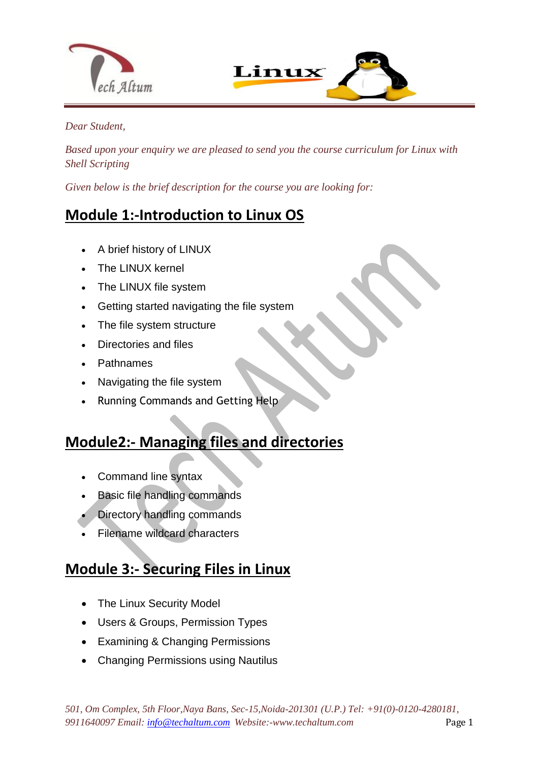*Dear Student,*

*Based upon your enquiry we are pleased to send you the course curriculum for Linux with Shell Scripting*

*Given below is the brief description for the course you are looking for:*

## Module 1:-Introduction to Linux OS

- A brief history of LINUX
- The LINUX kernel
- The LINUX file system
- Getting started navigating the file system
- The file system structure
- Directories and files
- Pathnames
- Navigating the file system
- Running Commands and Getting Help

## Module2:- Managing files and directories

- Command line syntax
- Basic file handling commands
- Directory handling commands
- Filename wildcard characters

## Module 3:- Securing Files in Linux

- The Linux Security Model
- Users & Groups, Permission Types
- Examining & Changing Permissions
- Changing Permissions using Nautilus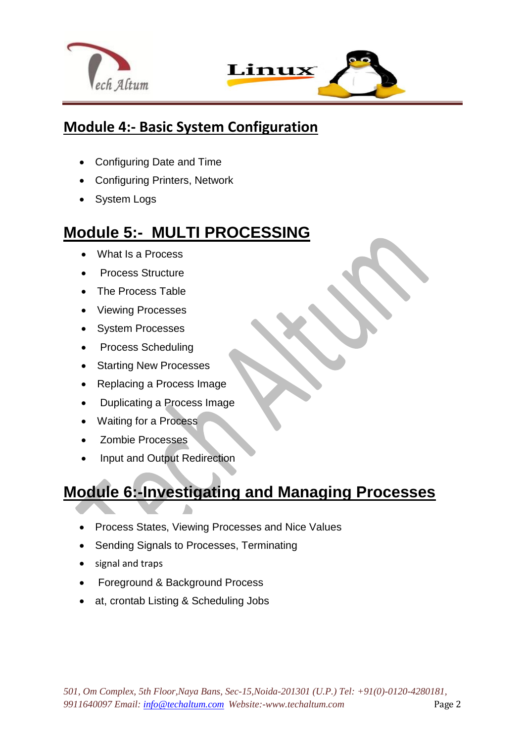## Module 4:- Basic System Configuration

- Configuring Date and Time
- Configuring Printers, Network
- System Logs

## Module 5:- MULTI PROCESSING

- What Is a Process
- Process Structure
- The Process Table
- Viewing Processes
- System Processes
- Process Scheduling
- Starting New Processes
- Replacing a Process Image
- Duplicating a Process Image
- Waiting for a Process
- Zombie Processes
- Input and Output Redirection

## Module 6:-Investigating and Managing Processes

- Process States, Viewing Processes and Nice Values
- Sending Signals to Processes, Terminating
- signal and traps
- Foreground & Background Process
- at, crontab Listing & Scheduling Jobs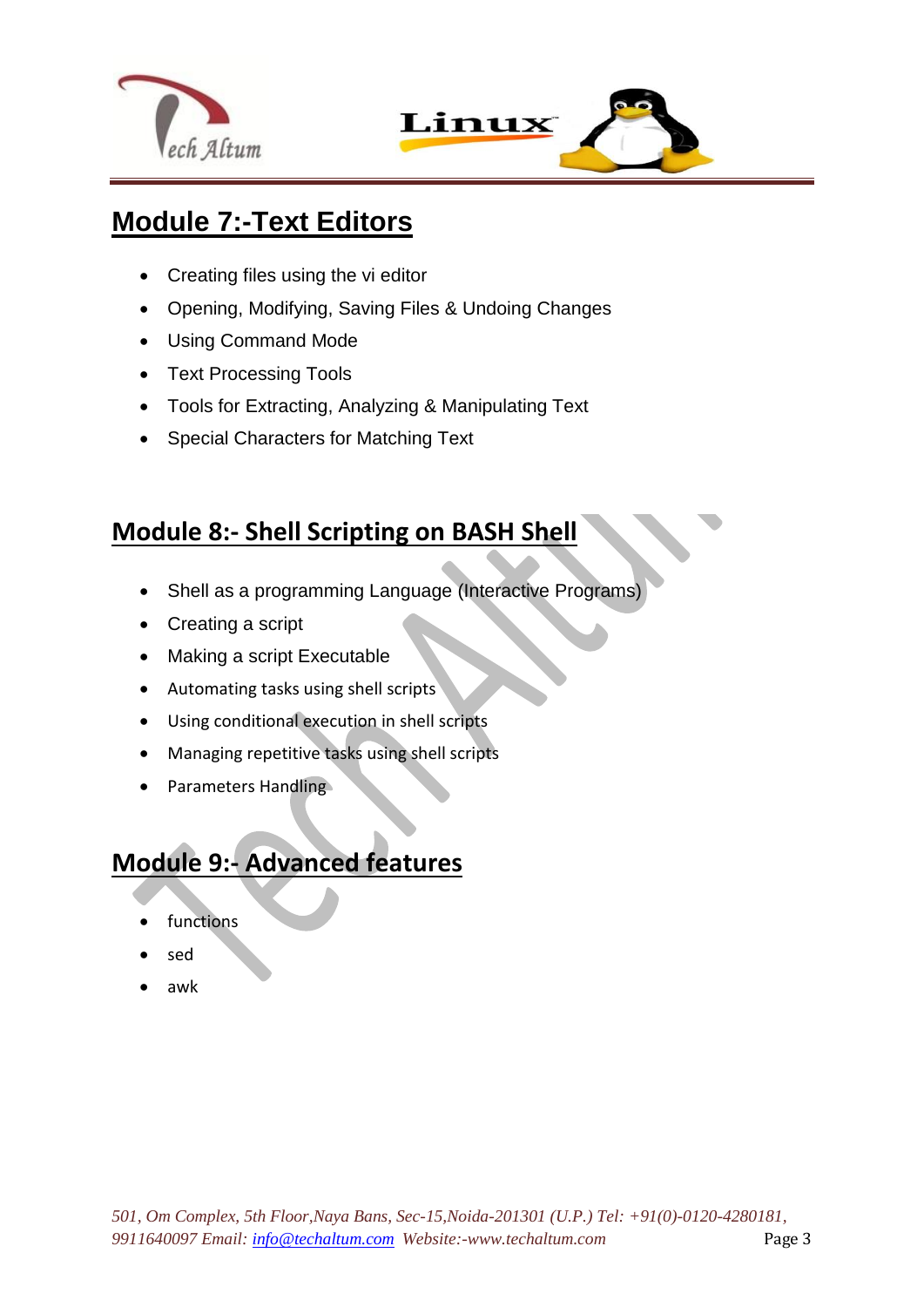## Module 7:-Text Editors

- Creating files using the vi editor
- Opening, Modifying, Saving Files & Undoing Changes
- Using Command Mode
- Text Processing Tools
- Tools for Extracting, Analyzing & Manipulating Text
- Special Characters for Matching Text

## Module 8:- Shell Scripting on BASH Shell

- Shell as a programming Language (Interactive Programs)
- Creating a script
- Making a script Executable
- Automating tasks using shell scripts
- Using conditional execution in shell scripts
- Managing repetitive tasks using shell scripts
- Parameters Handling

## Module 9:- Advanced features

- functions
- sed
- awk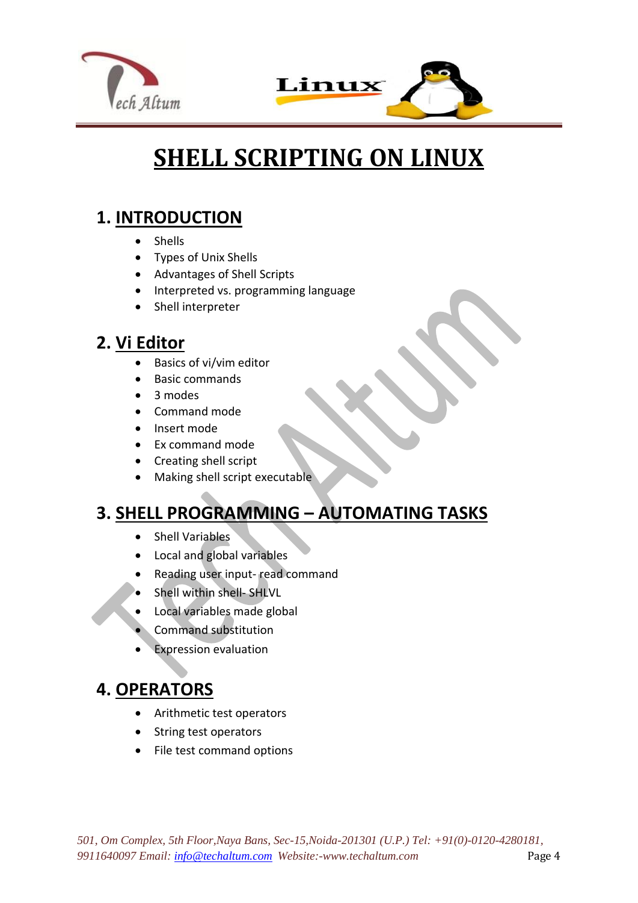# SHELL SCRIPTING ON LINUX

## 1. INTRODUCTION

- Shells
- Types of Unix Shells
- Advantages of Shell Scripts
- Interpreted vs. programming language
- Shell interpreter

## 2. Vi Editor

- Basics of vi/vim editor
- Basic commands
- 3 modes
- Command mode
- Insert mode
- Ex command mode
- Creating shell script
- Making shell script executable

## 3. SHELL PROGRAMMING – AUTOMATING TASKS

- Shell Variables
- Local and global variables
- Reading user input- read command
- Shell within shell- SHLVL
- Local variables made global
- Command substitution
- Expression evaluation

## 4. OPERATORS

- Arithmetic test operators
- String test operators
- File test command options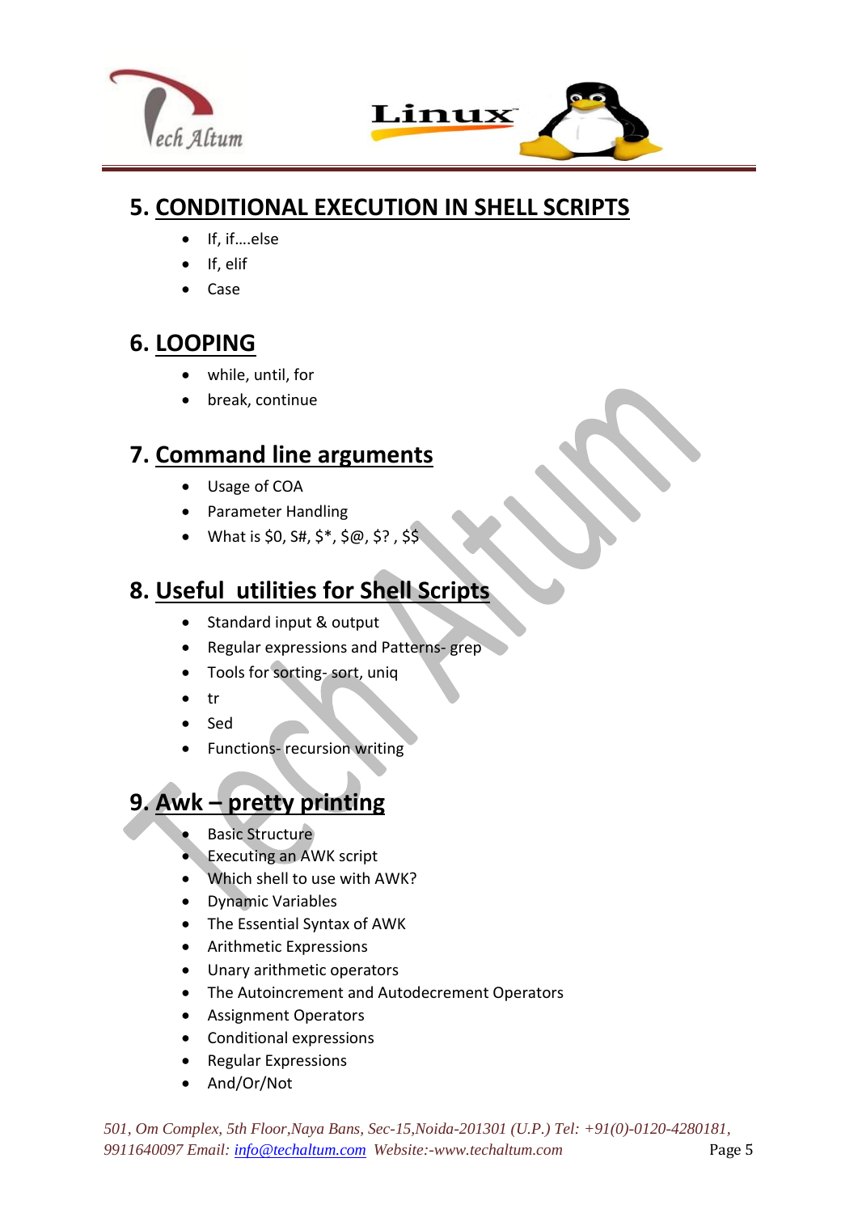## 5. CONDITIONAL EXECUTION IN SHELL SCRIPTS

- If, if….else
- If, elif
- Case

## 6. LOOPING

- while, until, for
- break, continue

## 7. Command line arguments

- Usage of COA
- Parameter Handling
- What is $0, S#, $*, $@, $? , $$

## 8. Useful utilities for Shell Scripts

- Standard input & output
- Regular expressions and Patterns- grep
- Tools for sorting- sort, uniq
- tr
- Sed
- Functions- recursion writing

## 9. Awk – pretty printing

- Basic Structure
- Executing an AWK script
- Which shell to use with AWK?
- Dynamic Variables
- The Essential Syntax of AWK
- Arithmetic Expressions
- Unary arithmetic operators
- The Autoincrement and Autodecrement Operators
- Assignment Operators
- Conditional expressions
- Regular Expressions
- And/Or/Not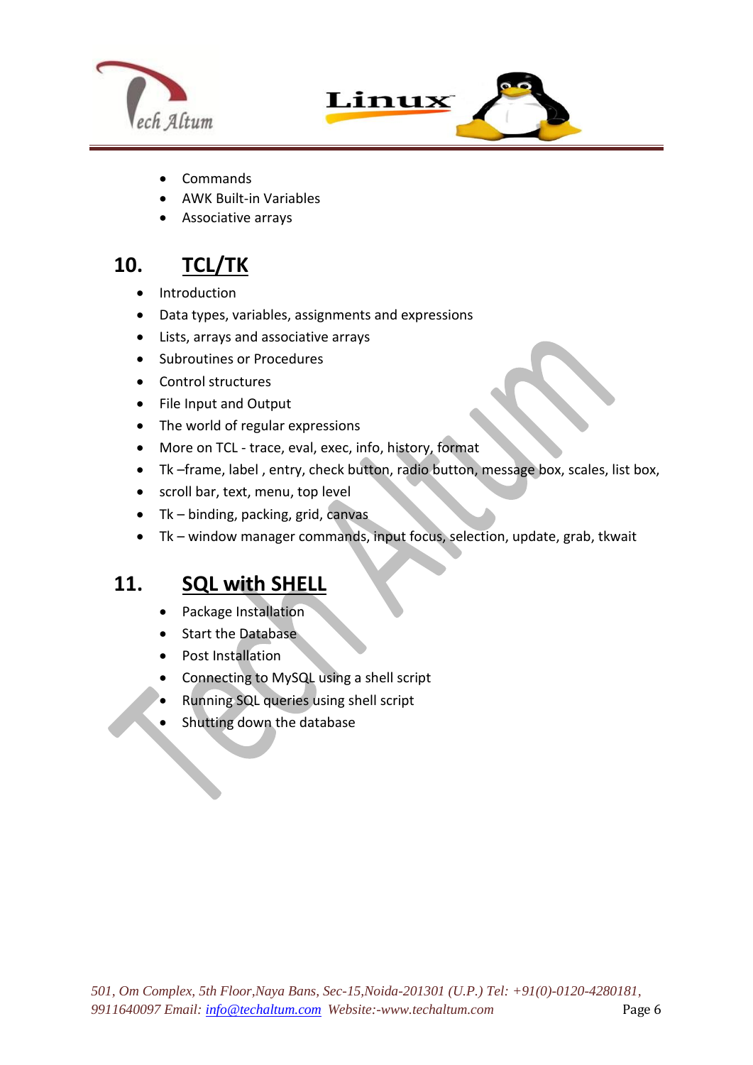- Commands
- AWK Built-in Variables
- Associative arrays

## 10. TCL/TK

- Introduction
- Data types, variables, assignments and expressions
- Lists, arrays and associative arrays
- Subroutines or Procedures
- Control structures
- File Input and Output
- The world of regular expressions
- More on TCL - trace, eval, exec, info, history, format
- Tk –frame, label , entry, check button, radio button, message box, scales, list box,
- scroll bar, text, menu, top level
- Tk – binding, packing, grid, canvas
- Tk – window manager commands, input focus, selection, update, grab, tkwait

## 11. SQL with SHELL

- Package Installation
- Start the Database
- Post Installation
- Connecting to MySQL using a shell script
- Running SQL queries using shell script
- Shutting down the database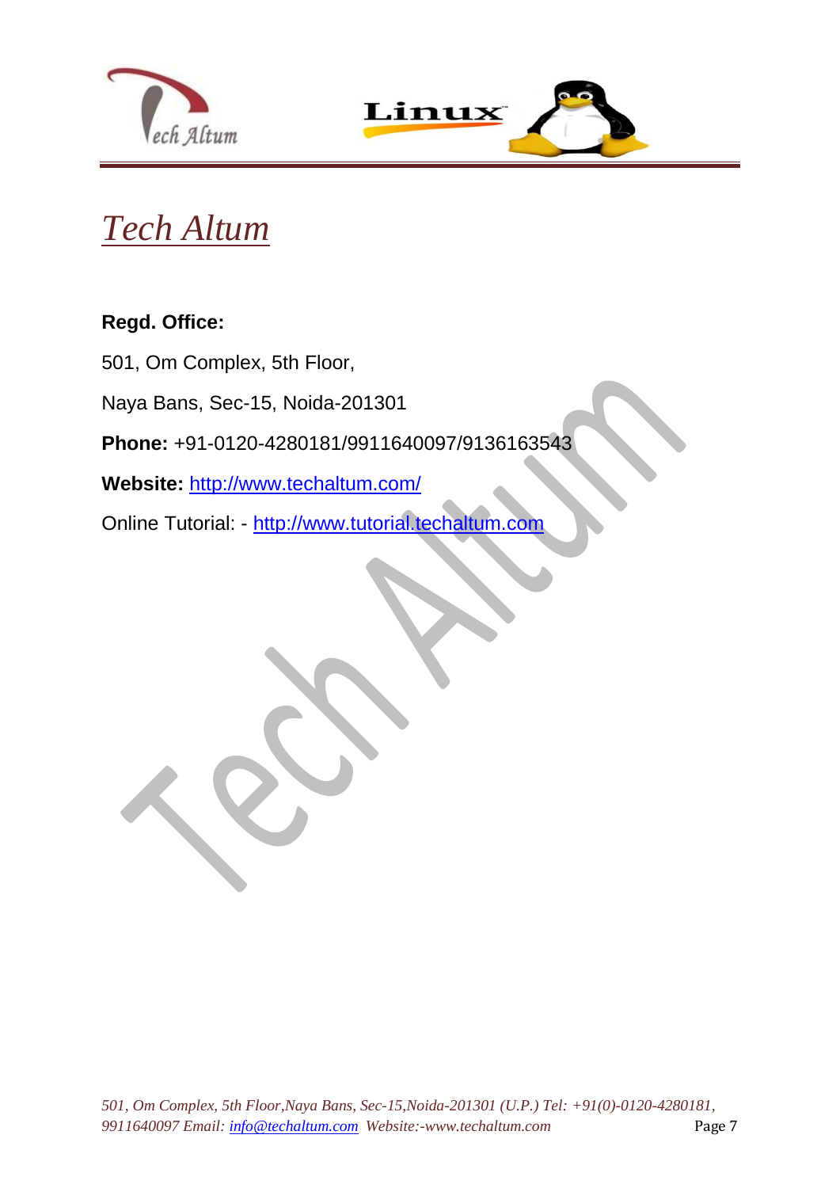# Tech Altum

**Regd. Office:**

501, Om Complex, 5th Floor,

Naya Bans, Sec-15, Noida-201301

**Phone:** +91-0120-4280181/9911640097/9136163543

**Website:** http://www.techaltum.com/

Online Tutorial: - http://www.tutorial.techaltum.com